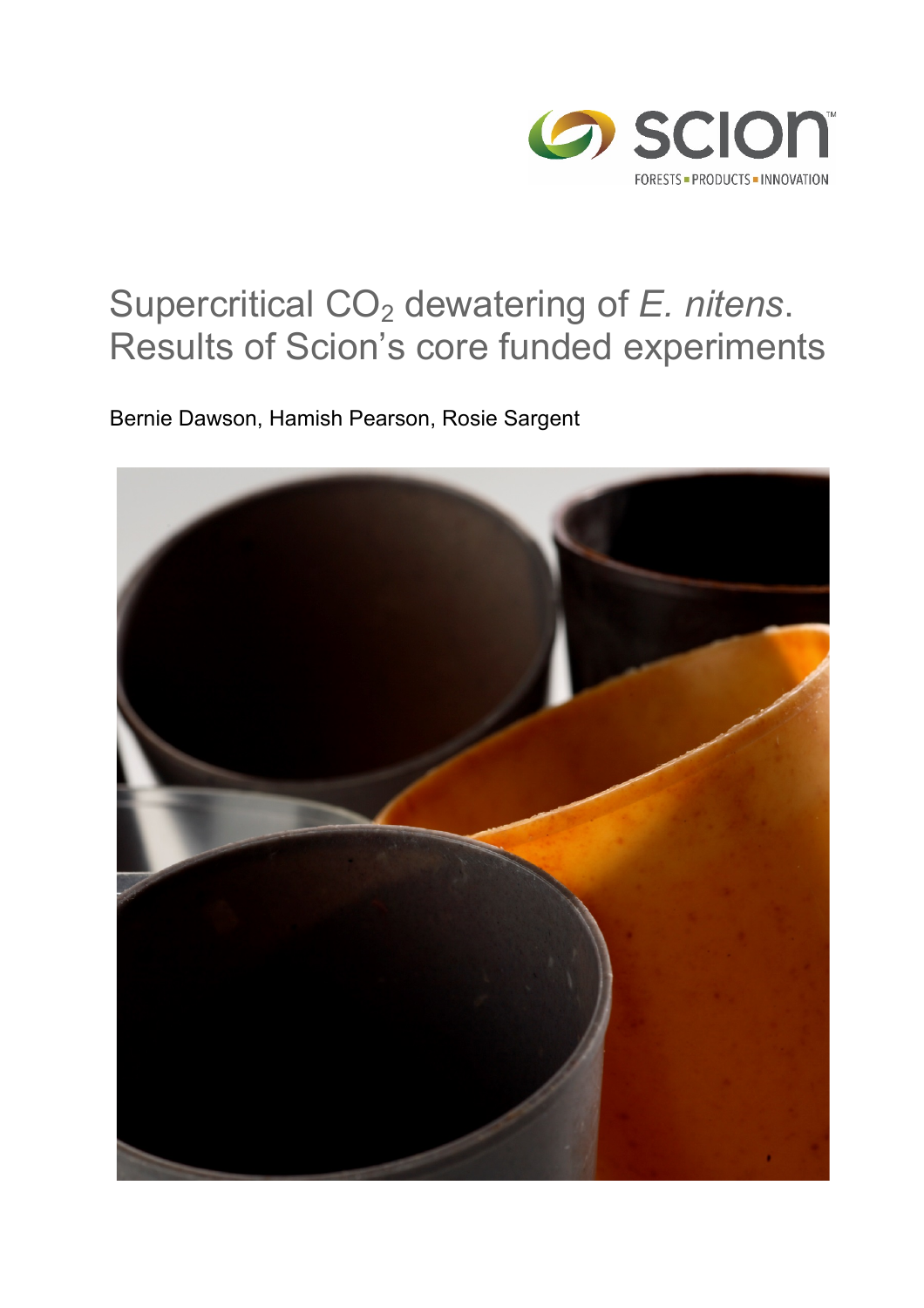# Supercritical $CO_2$ dewatering of *E. nitens*. Results of Scion's core funded experiments

Bernie Dawson, Hamish Pearson, Rosie Sargent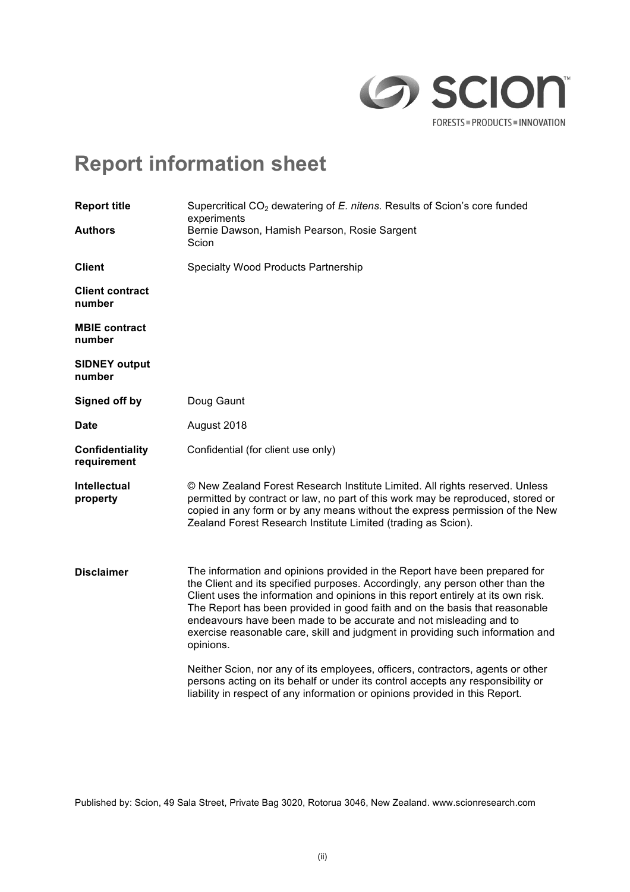# Report information sheet

| | |
|---|---|
| **Report title** | Supercritical $CO_2$ dewatering of *E. nitens.* Results of Scion's core funded experiments |
| **Authors** | Bernie Dawson, Hamish Pearson, Rosie Sargent<br>Scion |
| **Client** | Specialty Wood Products Partnership |
| **Client contract number** | |
| **MBIE contract number** | |
| **SIDNEY output number** | |
| **Signed off by** | Doug Gaunt |
| **Date** | August 2018 |
| **Confidentiality requirement** | Confidential (for client use only) |
| **Intellectual property** | © New Zealand Forest Research Institute Limited. All rights reserved. Unless permitted by contract or law, no part of this work may be reproduced, stored or copied in any form or by any means without the express permission of the New Zealand Forest Research Institute Limited (trading as Scion). |
| **Disclaimer** | The information and opinions provided in the Report have been prepared for the Client and its specified purposes. Accordingly, any person other than the Client uses the information and opinions in this report entirely at its own risk. The Report has been provided in good faith and on the basis that reasonable endeavours have been made to be accurate and not misleading and to exercise reasonable care, skill and judgment in providing such information and opinions.<br><br>Neither Scion, nor any of its employees, officers, contractors, agents or other persons acting on its behalf or under its control accepts any responsibility or liability in respect of any information or opinions provided in this Report. |

Published by: Scion, 49 Sala Street, Private Bag 3020, Rotorua 3046, New Zealand. www.scionresearch.com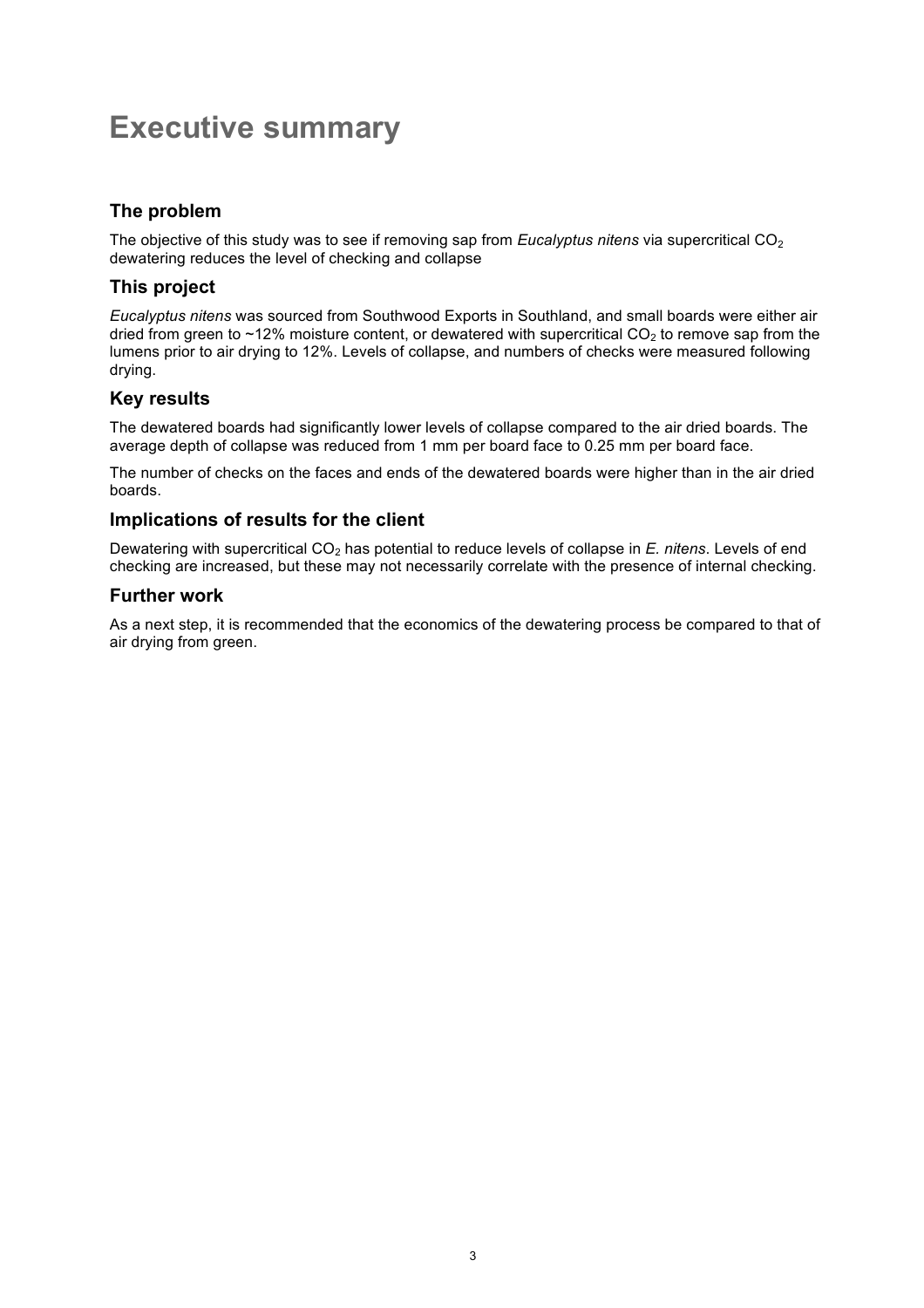# Executive summary

## The problem

The objective of this study was to see if removing sap from *Eucalyptus nitens* via supercritical $CO_2$ dewatering reduces the level of checking and collapse

## This project

*Eucalyptus nitens* was sourced from Southwood Exports in Southland, and small boards were either air dried from green to ~12% moisture content, or dewatered with supercritical $CO_2$ to remove sap from the lumens prior to air drying to 12%. Levels of collapse, and numbers of checks were measured following drying.

## Key results

The dewatered boards had significantly lower levels of collapse compared to the air dried boards. The average depth of collapse was reduced from 1 mm per board face to 0.25 mm per board face.

The number of checks on the faces and ends of the dewatered boards were higher than in the air dried boards.

## Implications of results for the client

Dewatering with supercritical $CO_2$ has potential to reduce levels of collapse in *E. nitens*. Levels of end checking are increased, but these may not necessarily correlate with the presence of internal checking.

## Further work

As a next step, it is recommended that the economics of the dewatering process be compared to that of air drying from green.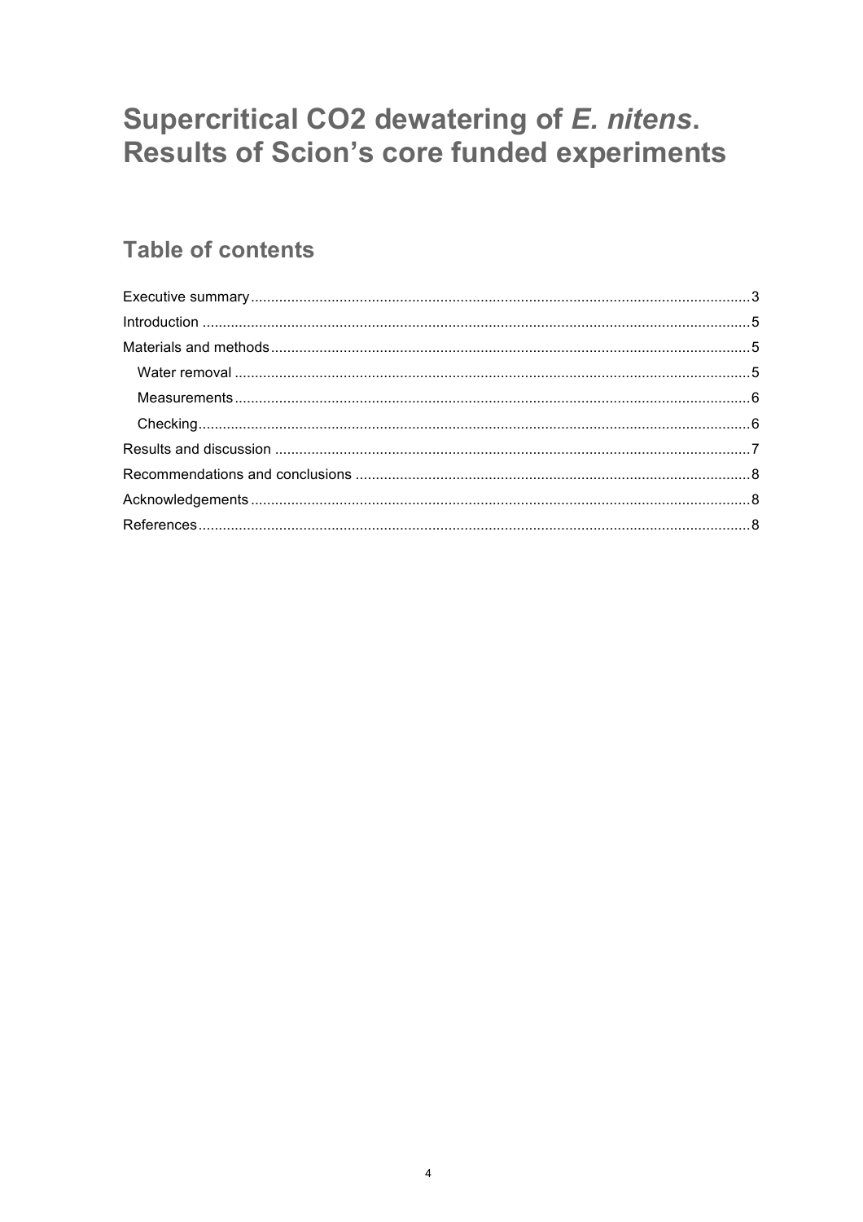# Supercritical CO2 dewatering of *E. nitens*. Results of Scion's core funded experiments

## Table of contents

Executive summary ... 3
Introduction ... 5
Materials and methods ... 5
  Water removal ... 5
  Measurements ... 6
  Checking ... 6
Results and discussion ... 7
Recommendations and conclusions ... 8
Acknowledgements ... 8
References ... 8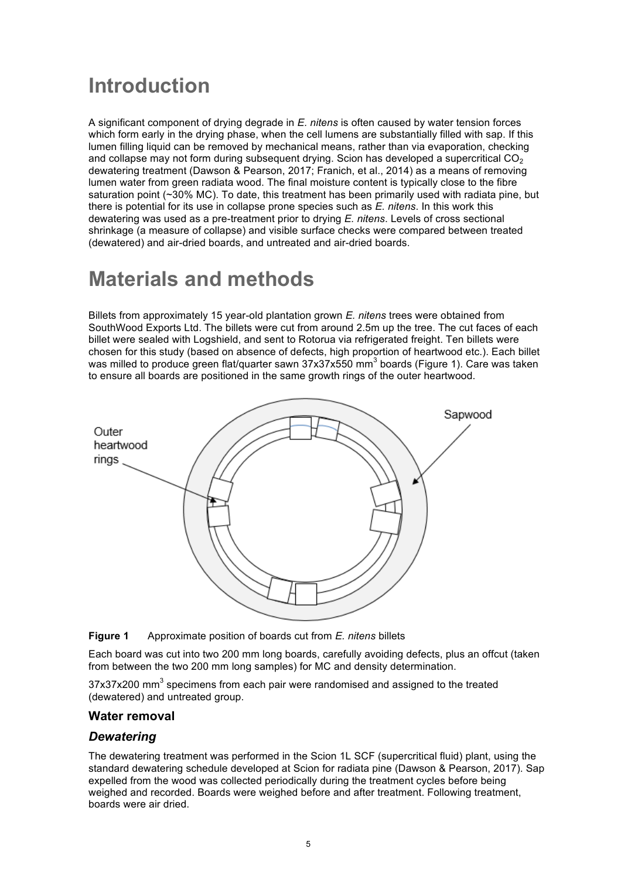# Introduction

A significant component of drying degrade in *E. nitens* is often caused by water tension forces which form early in the drying phase, when the cell lumens are substantially filled with sap. If this lumen filling liquid can be removed by mechanical means, rather than via evaporation, checking and collapse may not form during subsequent drying. Scion has developed a supercritical $CO_2$ dewatering treatment (Dawson & Pearson, 2017; Franich, et al., 2014) as a means of removing lumen water from green radiata wood. The final moisture content is typically close to the fibre saturation point (~30% MC). To date, this treatment has been primarily used with radiata pine, but there is potential for its use in collapse prone species such as *E. nitens*. In this work this dewatering was used as a pre-treatment prior to drying *E. nitens*. Levels of cross sectional shrinkage (a measure of collapse) and visible surface checks were compared between treated (dewatered) and air-dried boards, and untreated and air-dried boards.

# Materials and methods

Billets from approximately 15 year-old plantation grown *E. nitens* trees were obtained from SouthWood Exports Ltd. The billets were cut from around 2.5m up the tree. The cut faces of each billet were sealed with Logshield, and sent to Rotorua via refrigerated freight. Ten billets were chosen for this study (based on absence of defects, high proportion of heartwood etc.). Each billet was milled to produce green flat/quarter sawn 37x37x550 $mm^3$ boards (Figure 1). Care was taken to ensure all boards are positioned in the same growth rings of the outer heartwood.

**Figure 1** Approximate position of boards cut from *E. nitens* billets

Each board was cut into two 200 mm long boards, carefully avoiding defects, plus an offcut (taken from between the two 200 mm long samples) for MC and density determination.

37x37x200 $mm^3$ specimens from each pair were randomised and assigned to the treated (dewatered) and untreated group.

## Water removal

### *Dewatering*

The dewatering treatment was performed in the Scion 1L SCF (supercritical fluid) plant, using the standard dewatering schedule developed at Scion for radiata pine (Dawson & Pearson, 2017). Sap expelled from the wood was collected periodically during the treatment cycles before being weighed and recorded. Boards were weighed before and after treatment. Following treatment, boards were air dried.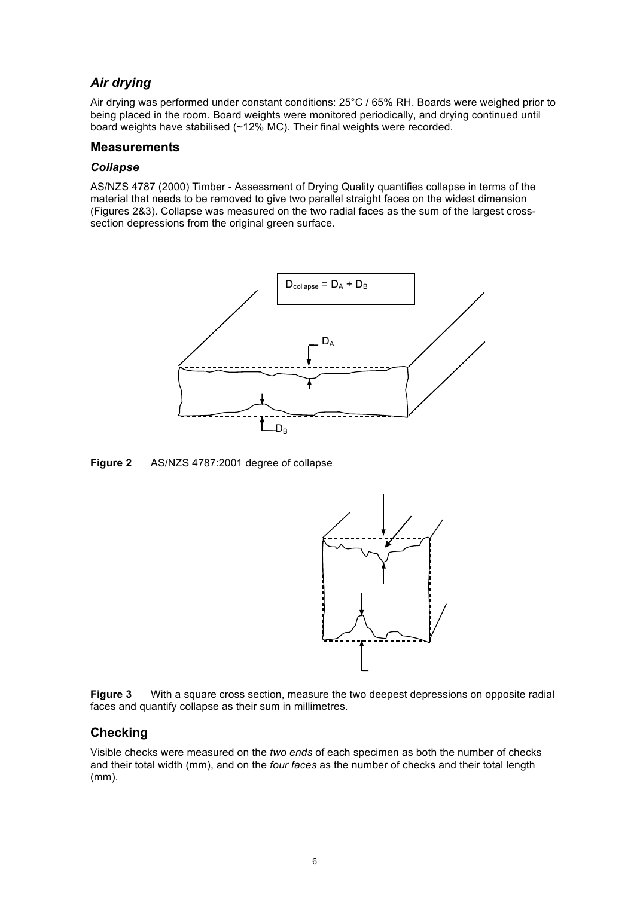### *Air drying*

Air drying was performed under constant conditions: 25°C / 65% RH. Boards were weighed prior to being placed in the room. Board weights were monitored periodically, and drying continued until board weights have stabilised (~12% MC). Their final weights were recorded.

## Measurements

### *Collapse*

AS/NZS 4787 (2000) Timber - Assessment of Drying Quality quantifies collapse in terms of the material that needs to be removed to give two parallel straight faces on the widest dimension (Figures 2&3). Collapse was measured on the two radial faces as the sum of the largest cross-section depressions from the original green surface.

$D_{collapse} = D_A + D_B$

**Figure 2** AS/NZS 4787:2001 degree of collapse

**Figure 3** With a square cross section, measure the two deepest depressions on opposite radial faces and quantify collapse as their sum in millimetres.

## Checking

Visible checks were measured on the *two ends* of each specimen as both the number of checks and their total width (mm), and on the *four faces* as the number of checks and their total length (mm).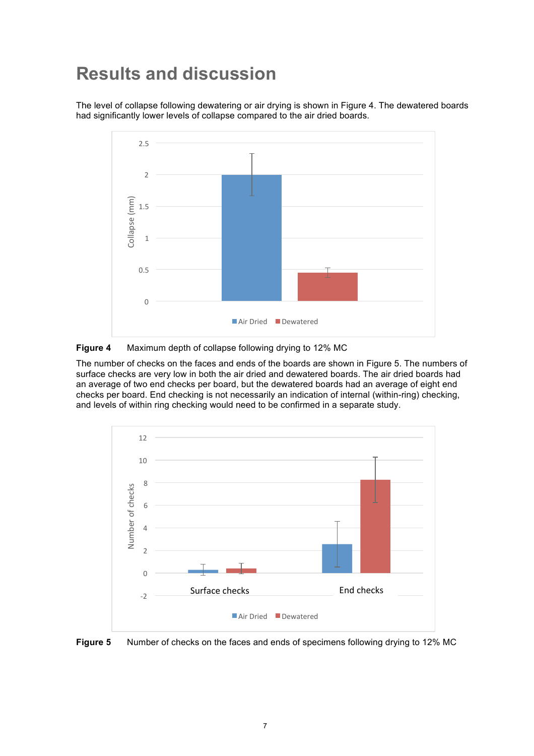# Results and discussion

The level of collapse following dewatering or air drying is shown in Figure 4. The dewatered boards had significantly lower levels of collapse compared to the air dried boards.

**Figure 4** Maximum depth of collapse following drying to 12% MC

The number of checks on the faces and ends of the boards are shown in Figure 5. The numbers of surface checks are very low in both the air dried and dewatered boards. The air dried boards had an average of two end checks per board, but the dewatered boards had an average of eight end checks per board. End checking is not necessarily an indication of internal (within-ring) checking, and levels of within ring checking would need to be confirmed in a separate study.

**Figure 5** Number of checks on the faces and ends of specimens following drying to 12% MC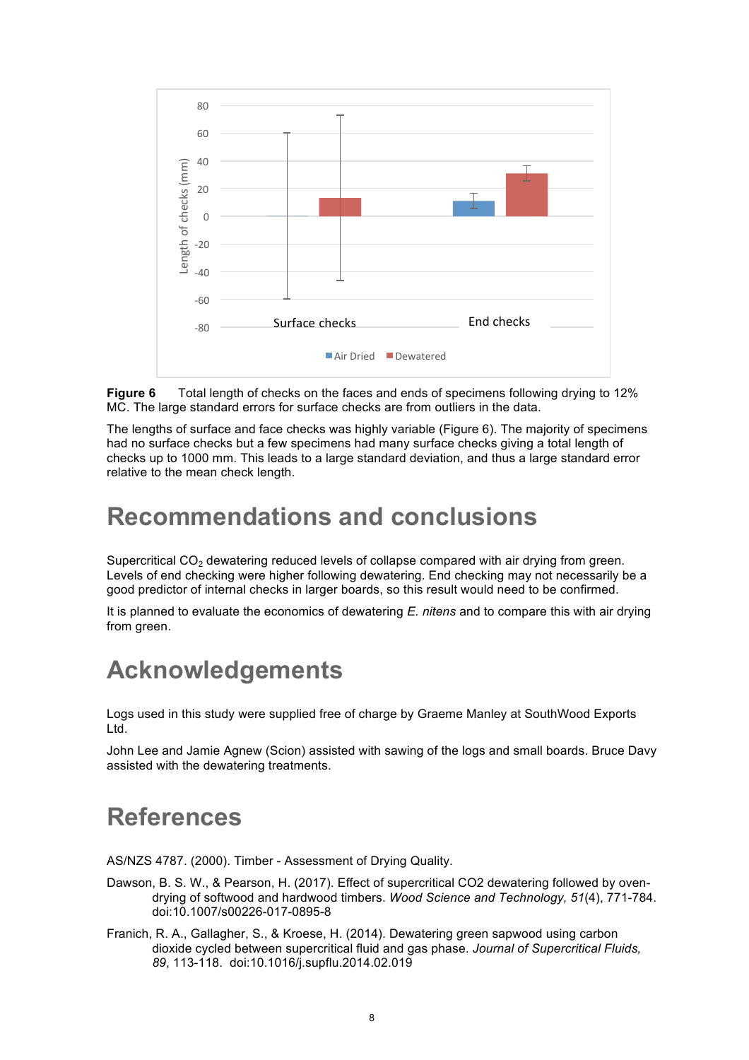80
60
40
20
0
-20
-40
-60
-80

Length of checks (mm)

Surface checks

End checks

Air Dried
Dewatered

**Figure 6** Total length of checks on the faces and ends of specimens following drying to 12% MC. The large standard errors for surface checks are from outliers in the data.

The lengths of surface and face checks was highly variable (Figure 6). The majority of specimens had no surface checks but a few specimens had many surface checks giving a total length of checks up to 1000 mm. This leads to a large standard deviation, and thus a large standard error relative to the mean check length.

# Recommendations and conclusions

Supercritical $CO_2$ dewatering reduced levels of collapse compared with air drying from green. Levels of end checking were higher following dewatering. End checking may not necessarily be a good predictor of internal checks in larger boards, so this result would need to be confirmed.

It is planned to evaluate the economics of dewatering *E. nitens* and to compare this with air drying from green.

# Acknowledgements

Logs used in this study were supplied free of charge by Graeme Manley at SouthWood Exports Ltd.

John Lee and Jamie Agnew (Scion) assisted with sawing of the logs and small boards. Bruce Davy assisted with the dewatering treatments.

# References

AS/NZS 4787. (2000). Timber - Assessment of Drying Quality.

Dawson, B. S. W., & Pearson, H. (2017). Effect of supercritical CO2 dewatering followed by oven-drying of softwood and hardwood timbers. *Wood Science and Technology, 51*(4), 771-784. doi:10.1007/s00226-017-0895-8

Franich, R. A., Gallagher, S., & Kroese, H. (2014). Dewatering green sapwood using carbon dioxide cycled between supercritical fluid and gas phase. *Journal of Supercritical Fluids, 89*, 113-118. doi:10.1016/j.supflu.2014.02.019